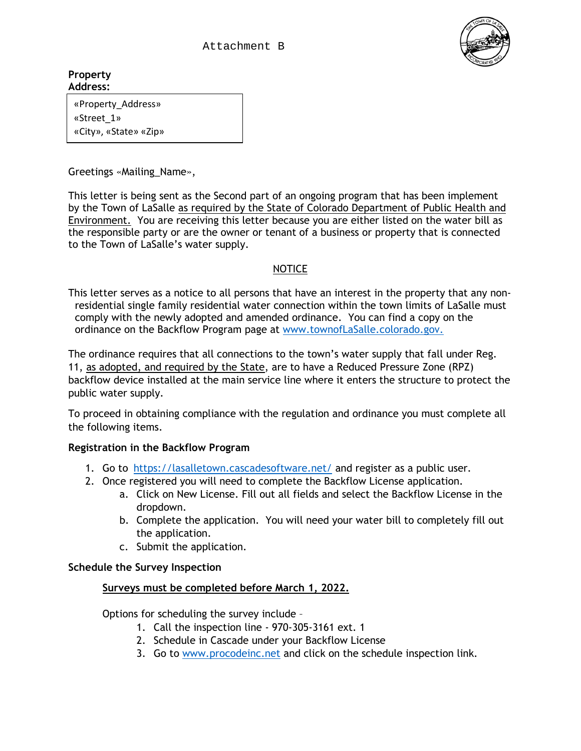Attachment B

**Property Address:**

«Property_Address»
«Street_1»
«City», «State» «Zip»

Greetings «Mailing_Name»,

This letter is being sent as the Second part of an ongoing program that has been implement by the Town of LaSalle as required by the State of Colorado Department of Public Health and Environment. You are receiving this letter because you are either listed on the water bill as the responsible party or are the owner or tenant of a business or property that is connected to the Town of LaSalle's water supply.

NOTICE

This letter serves as a notice to all persons that have an interest in the property that any non-residential single family residential water connection within the town limits of LaSalle must comply with the newly adopted and amended ordinance. You can find a copy on the ordinance on the Backflow Program page at www.townofLaSalle.colorado.gov.

The ordinance requires that all connections to the town's water supply that fall under Reg. 11, as adopted, and required by the State, are to have a Reduced Pressure Zone (RPZ) backflow device installed at the main service line where it enters the structure to protect the public water supply.

To proceed in obtaining compliance with the regulation and ordinance you must complete all the following items.

**Registration in the Backflow Program**

1. Go to https://lasalletown.cascadesoftware.net/ and register as a public user.
2. Once registered you will need to complete the Backflow License application.
   a. Click on New License. Fill out all fields and select the Backflow License in the dropdown.
   b. Complete the application. You will need your water bill to completely fill out the application.
   c. Submit the application.

**Schedule the Survey Inspection**

**Surveys must be completed before March 1, 2022.**

Options for scheduling the survey include –

1. Call the inspection line - 970-305-3161 ext. 1
2. Schedule in Cascade under your Backflow License
3. Go to www.procodeinc.net and click on the schedule inspection link.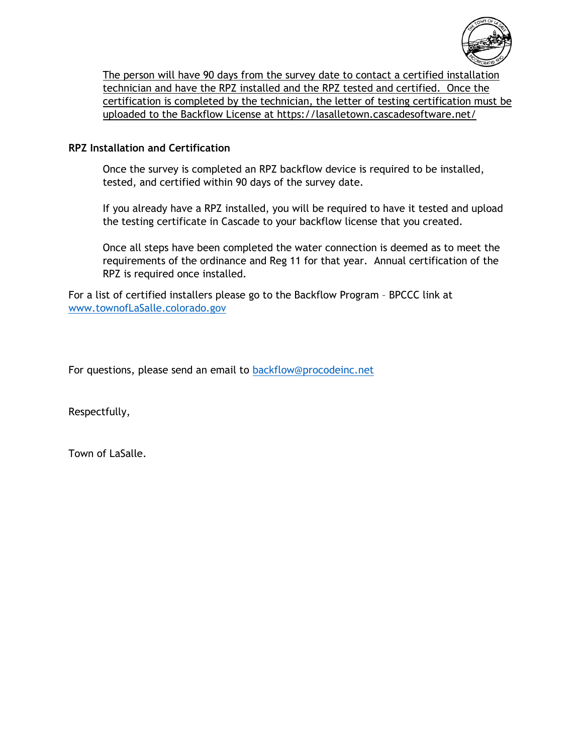<u>The person will have 90 days from the survey date to contact a certified installation technician and have the RPZ installed and the RPZ tested and certified. Once the certification is completed by the technician, the letter of testing certification must be uploaded to the Backflow License at https://lasalletown.cascadesoftware.net/</u>

**RPZ Installation and Certification**

Once the survey is completed an RPZ backflow device is required to be installed, tested, and certified within 90 days of the survey date.

If you already have a RPZ installed, you will be required to have it tested and upload the testing certificate in Cascade to your backflow license that you created.

Once all steps have been completed the water connection is deemed as to meet the requirements of the ordinance and Reg 11 for that year. Annual certification of the RPZ is required once installed.

For a list of certified installers please go to the Backflow Program – BPCCC link at [www.townofLaSalle.colorado.gov](http://www.townofLaSalle.colorado.gov)

For questions, please send an email to [backflow@procodeinc.net](mailto:backflow@procodeinc.net)

Respectfully,

Town of LaSalle.